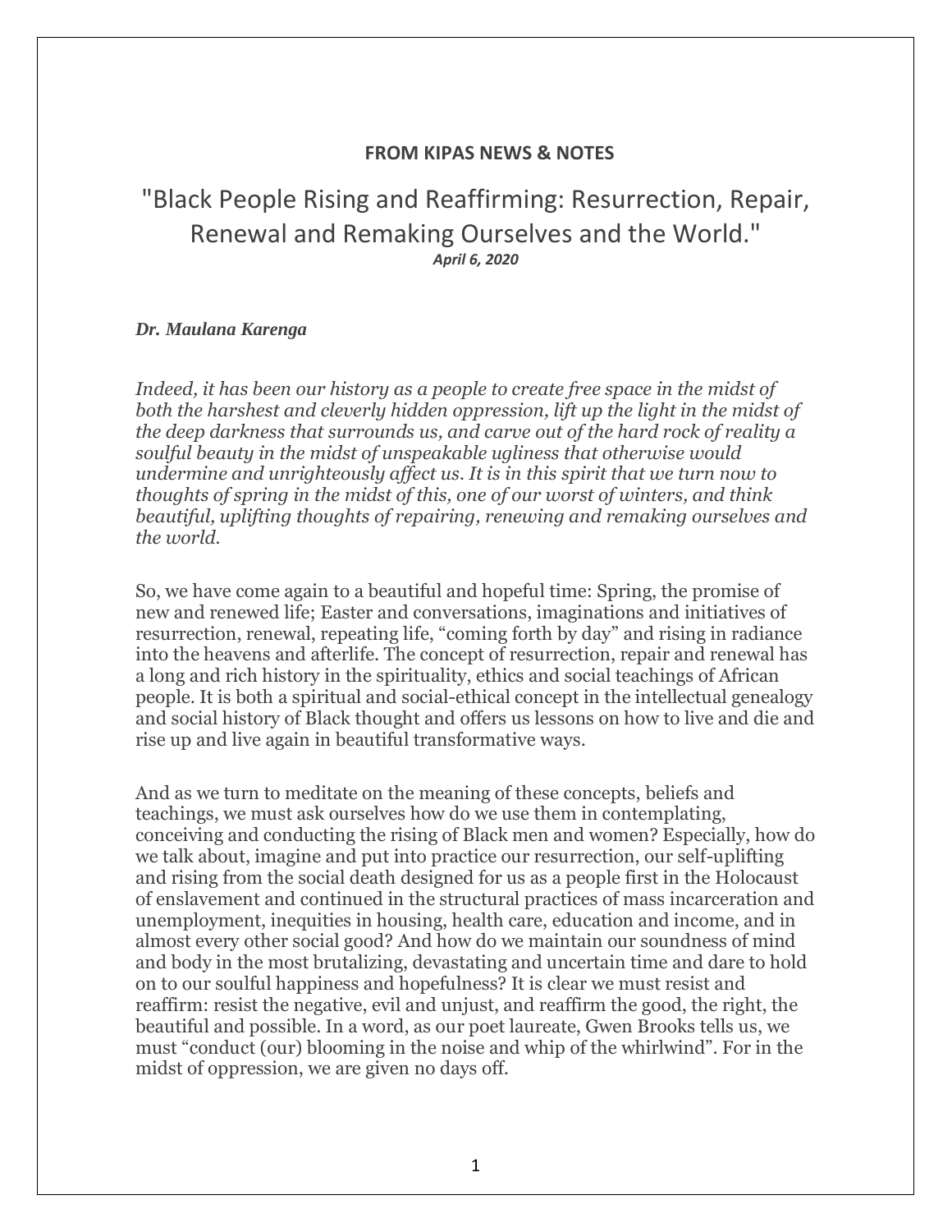**FROM KIPAS NEWS & NOTES**

# "Black People Rising and Reaffirming: Resurrection, Repair, Renewal and Remaking Ourselves and the World."

***April 6, 2020***

***Dr. Maulana Karenga***

*Indeed, it has been our history as a people to create free space in the midst of both the harshest and cleverly hidden oppression, lift up the light in the midst of the deep darkness that surrounds us, and carve out of the hard rock of reality a soulful beauty in the midst of unspeakable ugliness that otherwise would undermine and unrighteously affect us. It is in this spirit that we turn now to thoughts of spring in the midst of this, one of our worst of winters, and think beautiful, uplifting thoughts of repairing, renewing and remaking ourselves and the world.*

So, we have come again to a beautiful and hopeful time: Spring, the promise of new and renewed life; Easter and conversations, imaginations and initiatives of resurrection, renewal, repeating life, "coming forth by day" and rising in radiance into the heavens and afterlife. The concept of resurrection, repair and renewal has a long and rich history in the spirituality, ethics and social teachings of African people. It is both a spiritual and social-ethical concept in the intellectual genealogy and social history of Black thought and offers us lessons on how to live and die and rise up and live again in beautiful transformative ways.

And as we turn to meditate on the meaning of these concepts, beliefs and teachings, we must ask ourselves how do we use them in contemplating, conceiving and conducting the rising of Black men and women? Especially, how do we talk about, imagine and put into practice our resurrection, our self-uplifting and rising from the social death designed for us as a people first in the Holocaust of enslavement and continued in the structural practices of mass incarceration and unemployment, inequities in housing, health care, education and income, and in almost every other social good? And how do we maintain our soundness of mind and body in the most brutalizing, devastating and uncertain time and dare to hold on to our soulful happiness and hopefulness? It is clear we must resist and reaffirm: resist the negative, evil and unjust, and reaffirm the good, the right, the beautiful and possible. In a word, as our poet laureate, Gwen Brooks tells us, we must "conduct (our) blooming in the noise and whip of the whirlwind". For in the midst of oppression, we are given no days off.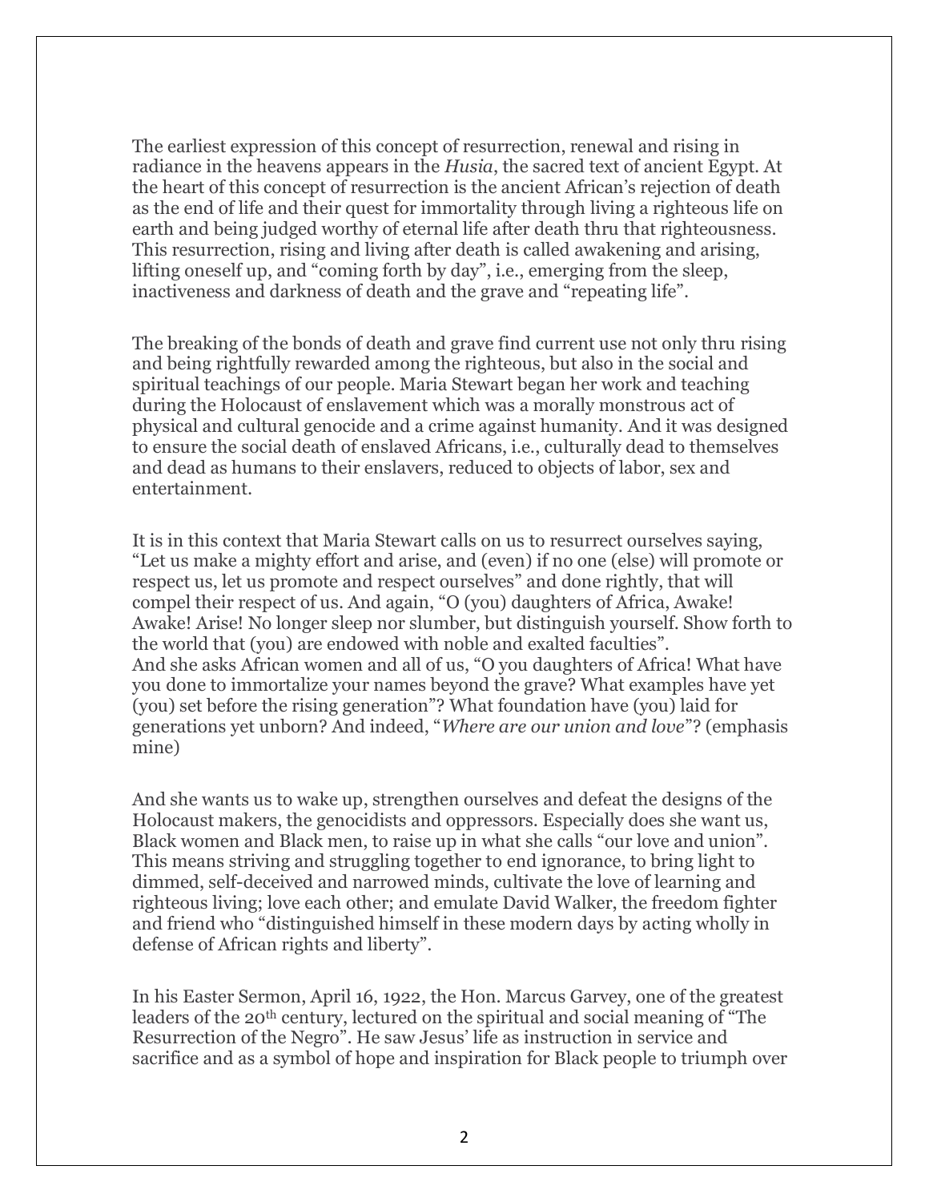The earliest expression of this concept of resurrection, renewal and rising in radiance in the heavens appears in the *Husia*, the sacred text of ancient Egypt. At the heart of this concept of resurrection is the ancient African's rejection of death as the end of life and their quest for immortality through living a righteous life on earth and being judged worthy of eternal life after death thru that righteousness. This resurrection, rising and living after death is called awakening and arising, lifting oneself up, and "coming forth by day", i.e., emerging from the sleep, inactiveness and darkness of death and the grave and "repeating life".

The breaking of the bonds of death and grave find current use not only thru rising and being rightfully rewarded among the righteous, but also in the social and spiritual teachings of our people. Maria Stewart began her work and teaching during the Holocaust of enslavement which was a morally monstrous act of physical and cultural genocide and a crime against humanity. And it was designed to ensure the social death of enslaved Africans, i.e., culturally dead to themselves and dead as humans to their enslavers, reduced to objects of labor, sex and entertainment.

It is in this context that Maria Stewart calls on us to resurrect ourselves saying, "Let us make a mighty effort and arise, and (even) if no one (else) will promote or respect us, let us promote and respect ourselves" and done rightly, that will compel their respect of us. And again, "O (you) daughters of Africa, Awake! Awake! Arise! No longer sleep nor slumber, but distinguish yourself. Show forth to the world that (you) are endowed with noble and exalted faculties".
And she asks African women and all of us, "O you daughters of Africa! What have you done to immortalize your names beyond the grave? What examples have yet (you) set before the rising generation"? What foundation have (you) laid for generations yet unborn? And indeed, "*Where are our union and love*"? (emphasis mine)

And she wants us to wake up, strengthen ourselves and defeat the designs of the Holocaust makers, the genocidists and oppressors. Especially does she want us, Black women and Black men, to raise up in what she calls "our love and union". This means striving and struggling together to end ignorance, to bring light to dimmed, self-deceived and narrowed minds, cultivate the love of learning and righteous living; love each other; and emulate David Walker, the freedom fighter and friend who "distinguished himself in these modern days by acting wholly in defense of African rights and liberty".

In his Easter Sermon, April 16, 1922, the Hon. Marcus Garvey, one of the greatest leaders of the 20th century, lectured on the spiritual and social meaning of "The Resurrection of the Negro". He saw Jesus' life as instruction in service and sacrifice and as a symbol of hope and inspiration for Black people to triumph over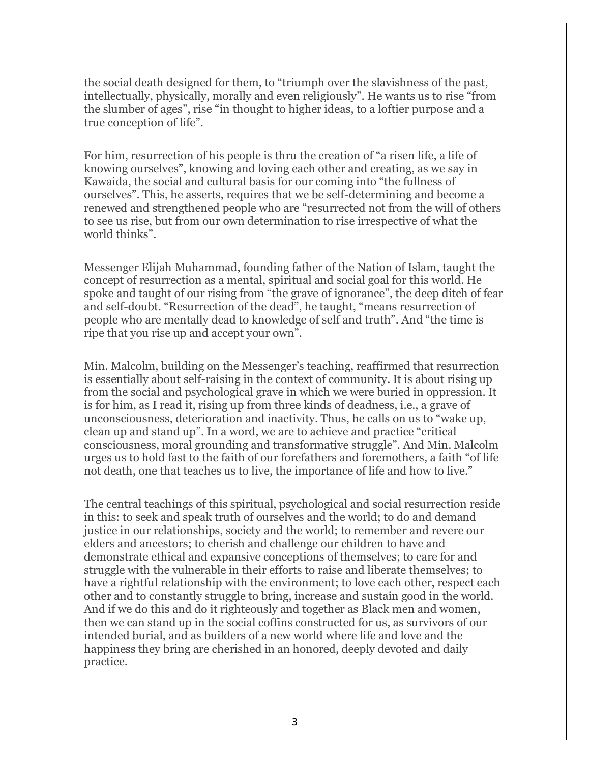the social death designed for them, to "triumph over the slavishness of the past, intellectually, physically, morally and even religiously". He wants us to rise "from the slumber of ages", rise "in thought to higher ideas, to a loftier purpose and a true conception of life".

For him, resurrection of his people is thru the creation of "a risen life, a life of knowing ourselves", knowing and loving each other and creating, as we say in Kawaida, the social and cultural basis for our coming into "the fullness of ourselves". This, he asserts, requires that we be self-determining and become a renewed and strengthened people who are "resurrected not from the will of others to see us rise, but from our own determination to rise irrespective of what the world thinks".

Messenger Elijah Muhammad, founding father of the Nation of Islam, taught the concept of resurrection as a mental, spiritual and social goal for this world. He spoke and taught of our rising from "the grave of ignorance", the deep ditch of fear and self-doubt. "Resurrection of the dead", he taught, "means resurrection of people who are mentally dead to knowledge of self and truth". And "the time is ripe that you rise up and accept your own".

Min. Malcolm, building on the Messenger's teaching, reaffirmed that resurrection is essentially about self-raising in the context of community. It is about rising up from the social and psychological grave in which we were buried in oppression. It is for him, as I read it, rising up from three kinds of deadness, i.e., a grave of unconsciousness, deterioration and inactivity. Thus, he calls on us to "wake up, clean up and stand up". In a word, we are to achieve and practice "critical consciousness, moral grounding and transformative struggle". And Min. Malcolm urges us to hold fast to the faith of our forefathers and foremothers, a faith "of life not death, one that teaches us to live, the importance of life and how to live."

The central teachings of this spiritual, psychological and social resurrection reside in this: to seek and speak truth of ourselves and the world; to do and demand justice in our relationships, society and the world; to remember and revere our elders and ancestors; to cherish and challenge our children to have and demonstrate ethical and expansive conceptions of themselves; to care for and struggle with the vulnerable in their efforts to raise and liberate themselves; to have a rightful relationship with the environment; to love each other, respect each other and to constantly struggle to bring, increase and sustain good in the world. And if we do this and do it righteously and together as Black men and women, then we can stand up in the social coffins constructed for us, as survivors of our intended burial, and as builders of a new world where life and love and the happiness they bring are cherished in an honored, deeply devoted and daily practice.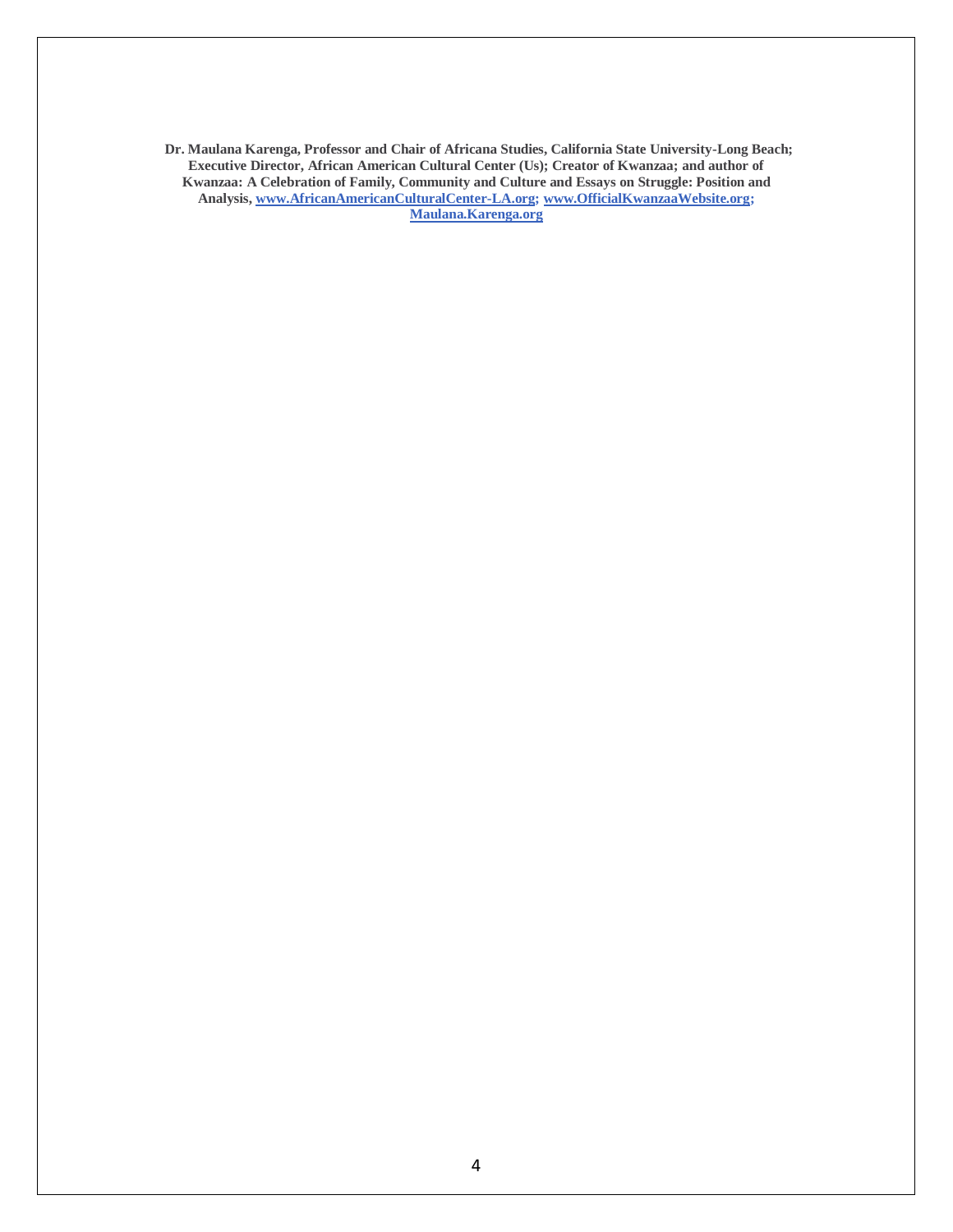**Dr. Maulana Karenga, Professor and Chair of Africana Studies, California State University-Long Beach; Executive Director, African American Cultural Center (Us); Creator of Kwanzaa; and author of Kwanzaa: A Celebration of Family, Community and Culture and Essays on Struggle: Position and Analysis, www.AfricanAmericanCulturalCenter-LA.org; www.OfficialKwanzaaWebsite.org; Maulana.Karenga.org**